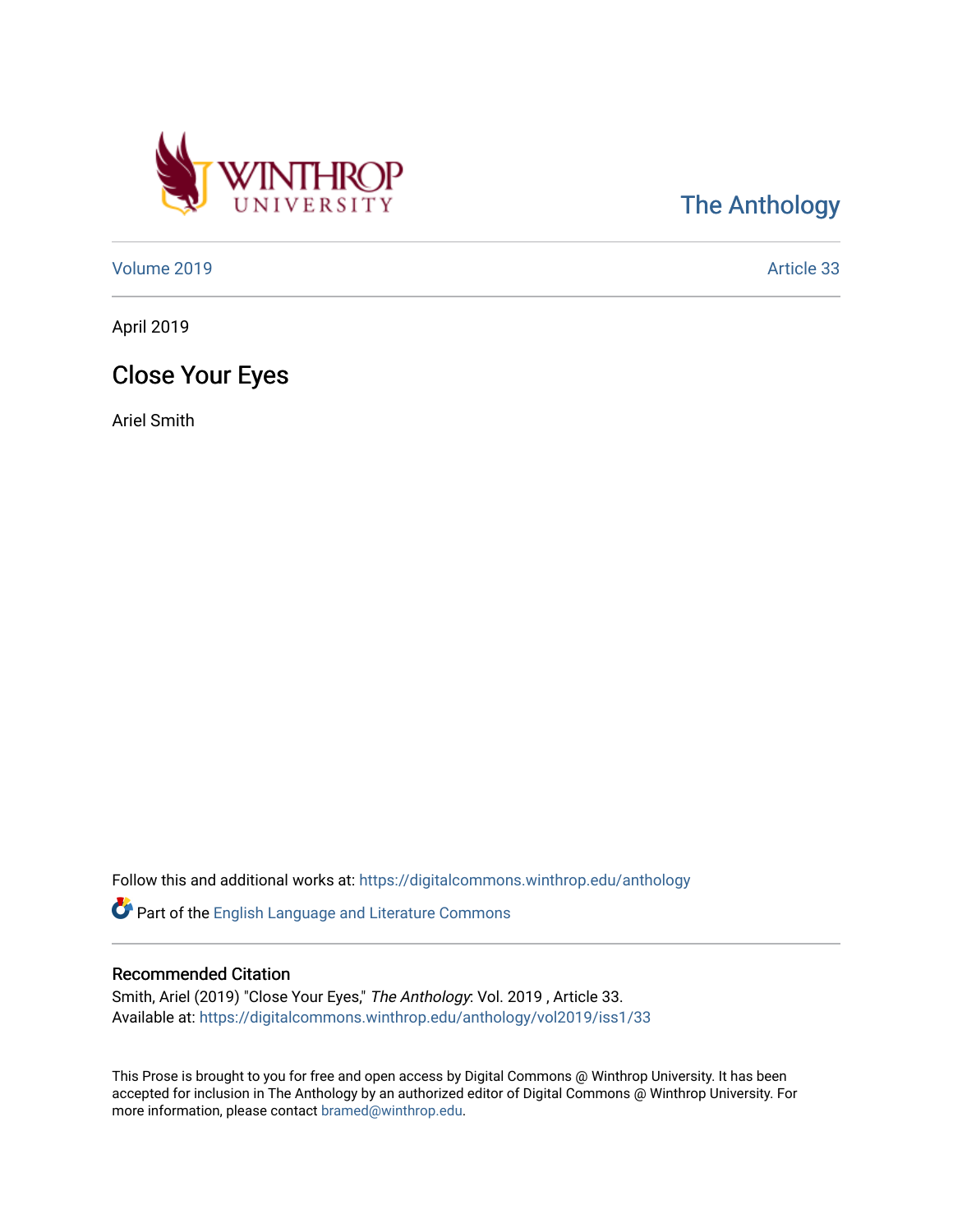The Anthology

Volume 2019 Article 33

April 2019

# Close Your Eyes

Ariel Smith

Follow this and additional works at: https://digitalcommons.winthrop.edu/anthology

Part of the English Language and Literature Commons

## Recommended Citation

Smith, Ariel (2019) "Close Your Eyes," *The Anthology*: Vol. 2019 , Article 33.
Available at: https://digitalcommons.winthrop.edu/anthology/vol2019/iss1/33

This Prose is brought to you for free and open access by Digital Commons @ Winthrop University. It has been accepted for inclusion in The Anthology by an authorized editor of Digital Commons @ Winthrop University. For more information, please contact bramed@winthrop.edu.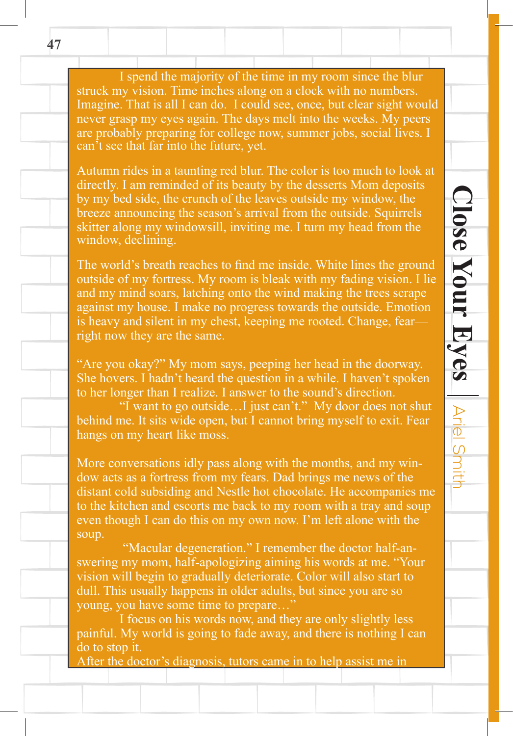I spend the majority of the time in my room since the blur struck my vision. Time inches along on a clock with no numbers. Imagine. That is all I can do. I could see, once, but clear sight would never grasp my eyes again. The days melt into the weeks. My peers are probably preparing for college now, summer jobs, social lives. I can't see that far into the future, yet.

Autumn rides in a taunting red blur. The color is too much to look at directly. I am reminded of its beauty by the desserts Mom deposits by my bed side, the crunch of the leaves outside my window, the breeze announcing the season's arrival from the outside. Squirrels skitter along my windowsill, inviting me. I turn my head from the window, declining.

The world's breath reaches to find me inside. White lines the ground outside of my fortress. My room is bleak with my fading vision. I lie and my mind soars, latching onto the wind making the trees scrape against my house. I make no progress towards the outside. Emotion is heavy and silent in my chest, keeping me rooted. Change, fear—right now they are the same.

"Are you okay?" My mom says, peeping her head in the doorway. She hovers. I hadn't heard the question in a while. I haven't spoken to her longer than I realize. I answer to the sound's direction.

"I want to go outside…I just can't." My door does not shut behind me. It sits wide open, but I cannot bring myself to exit. Fear hangs on my heart like moss.

More conversations idly pass along with the months, and my window acts as a fortress from my fears. Dad brings me news of the distant cold subsiding and Nestle hot chocolate. He accompanies me to the kitchen and escorts me back to my room with a tray and soup even though I can do this on my own now. I'm left alone with the soup.

"Macular degeneration." I remember the doctor half-answering my mom, half-apologizing aiming his words at me. "Your vision will begin to gradually deteriorate. Color will also start to dull. This usually happens in older adults, but since you are so young, you have some time to prepare…"

I focus on his words now, and they are only slightly less painful. My world is going to fade away, and there is nothing I can do to stop it.

After the doctor's diagnosis, tutors came in to help assist me in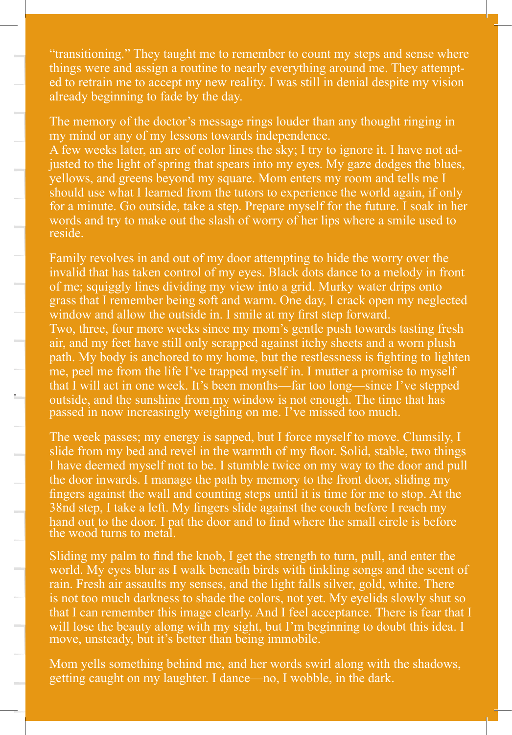"transitioning." They taught me to remember to count my steps and sense where things were and assign a routine to nearly everything around me. They attempted to retrain me to accept my new reality. I was still in denial despite my vision already beginning to fade by the day.

The memory of the doctor's message rings louder than any thought ringing in my mind or any of my lessons towards independence.
A few weeks later, an arc of color lines the sky; I try to ignore it. I have not adjusted to the light of spring that spears into my eyes. My gaze dodges the blues, yellows, and greens beyond my square. Mom enters my room and tells me I should use what I learned from the tutors to experience the world again, if only for a minute. Go outside, take a step. Prepare myself for the future. I soak in her words and try to make out the slash of worry of her lips where a smile used to reside.

Family revolves in and out of my door attempting to hide the worry over the invalid that has taken control of my eyes. Black dots dance to a melody in front of me; squiggly lines dividing my view into a grid. Murky water drips onto grass that I remember being soft and warm. One day, I crack open my neglected window and allow the outside in. I smile at my first step forward.
Two, three, four more weeks since my mom's gentle push towards tasting fresh air, and my feet have still only scrapped against itchy sheets and a worn plush path. My body is anchored to my home, but the restlessness is fighting to lighten me, peel me from the life I've trapped myself in. I mutter a promise to myself that I will act in one week. It's been months—far too long—since I've stepped outside, and the sunshine from my window is not enough. The time that has passed in now increasingly weighing on me. I've missed too much.

The week passes; my energy is sapped, but I force myself to move. Clumsily, I slide from my bed and revel in the warmth of my floor. Solid, stable, two things I have deemed myself not to be. I stumble twice on my way to the door and pull the door inwards. I manage the path by memory to the front door, sliding my fingers against the wall and counting steps until it is time for me to stop. At the 38nd step, I take a left. My fingers slide against the couch before I reach my hand out to the door. I pat the door and to find where the small circle is before the wood turns to metal.

Sliding my palm to find the knob, I get the strength to turn, pull, and enter the world. My eyes blur as I walk beneath birds with tinkling songs and the scent of rain. Fresh air assaults my senses, and the light falls silver, gold, white. There is not too much darkness to shade the colors, not yet. My eyelids slowly shut so that I can remember this image clearly. And I feel acceptance. There is fear that I will lose the beauty along with my sight, but I'm beginning to doubt this idea. I move, unsteady, but it's better than being immobile.

Mom yells something behind me, and her words swirl along with the shadows, getting caught on my laughter. I dance—no, I wobble, in the dark.